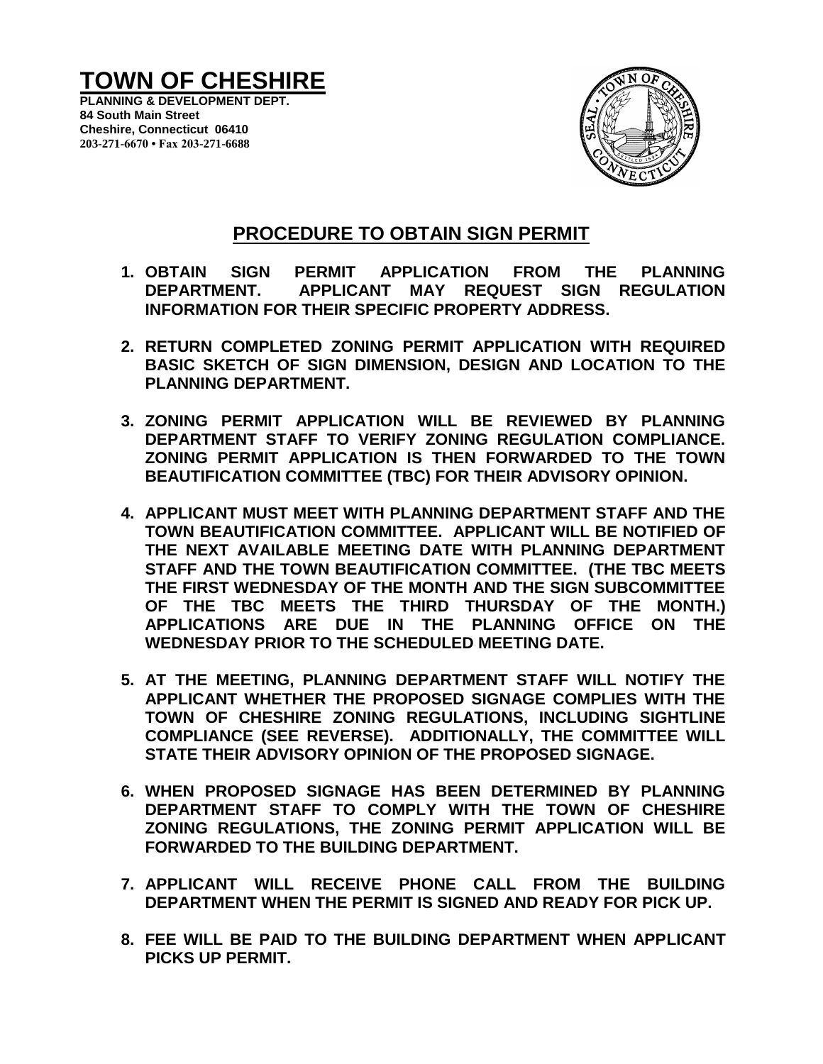# TOWN OF CHESHIRE

**PLANNING & DEVELOPMENT DEPT.**
**84 South Main Street**
**Cheshire, Connecticut 06410**
**203-271-6670 • Fax 203-271-6688**

## PROCEDURE TO OBTAIN SIGN PERMIT

1. **OBTAIN SIGN PERMIT APPLICATION FROM THE PLANNING DEPARTMENT. APPLICANT MAY REQUEST SIGN REGULATION INFORMATION FOR THEIR SPECIFIC PROPERTY ADDRESS.**

2. **RETURN COMPLETED ZONING PERMIT APPLICATION WITH REQUIRED BASIC SKETCH OF SIGN DIMENSION, DESIGN AND LOCATION TO THE PLANNING DEPARTMENT.**

3. **ZONING PERMIT APPLICATION WILL BE REVIEWED BY PLANNING DEPARTMENT STAFF TO VERIFY ZONING REGULATION COMPLIANCE. ZONING PERMIT APPLICATION IS THEN FORWARDED TO THE TOWN BEAUTIFICATION COMMITTEE (TBC) FOR THEIR ADVISORY OPINION.**

4. **APPLICANT MUST MEET WITH PLANNING DEPARTMENT STAFF AND THE TOWN BEAUTIFICATION COMMITTEE. APPLICANT WILL BE NOTIFIED OF THE NEXT AVAILABLE MEETING DATE WITH PLANNING DEPARTMENT STAFF AND THE TOWN BEAUTIFICATION COMMITTEE. (THE TBC MEETS THE FIRST WEDNESDAY OF THE MONTH AND THE SIGN SUBCOMMITTEE OF THE TBC MEETS THE THIRD THURSDAY OF THE MONTH.) APPLICATIONS ARE DUE IN THE PLANNING OFFICE ON THE WEDNESDAY PRIOR TO THE SCHEDULED MEETING DATE.**

5. **AT THE MEETING, PLANNING DEPARTMENT STAFF WILL NOTIFY THE APPLICANT WHETHER THE PROPOSED SIGNAGE COMPLIES WITH THE TOWN OF CHESHIRE ZONING REGULATIONS, INCLUDING SIGHTLINE COMPLIANCE (SEE REVERSE). ADDITIONALLY, THE COMMITTEE WILL STATE THEIR ADVISORY OPINION OF THE PROPOSED SIGNAGE.**

6. **WHEN PROPOSED SIGNAGE HAS BEEN DETERMINED BY PLANNING DEPARTMENT STAFF TO COMPLY WITH THE TOWN OF CHESHIRE ZONING REGULATIONS, THE ZONING PERMIT APPLICATION WILL BE FORWARDED TO THE BUILDING DEPARTMENT.**

7. **APPLICANT WILL RECEIVE PHONE CALL FROM THE BUILDING DEPARTMENT WHEN THE PERMIT IS SIGNED AND READY FOR PICK UP.**

8. **FEE WILL BE PAID TO THE BUILDING DEPARTMENT WHEN APPLICANT PICKS UP PERMIT.**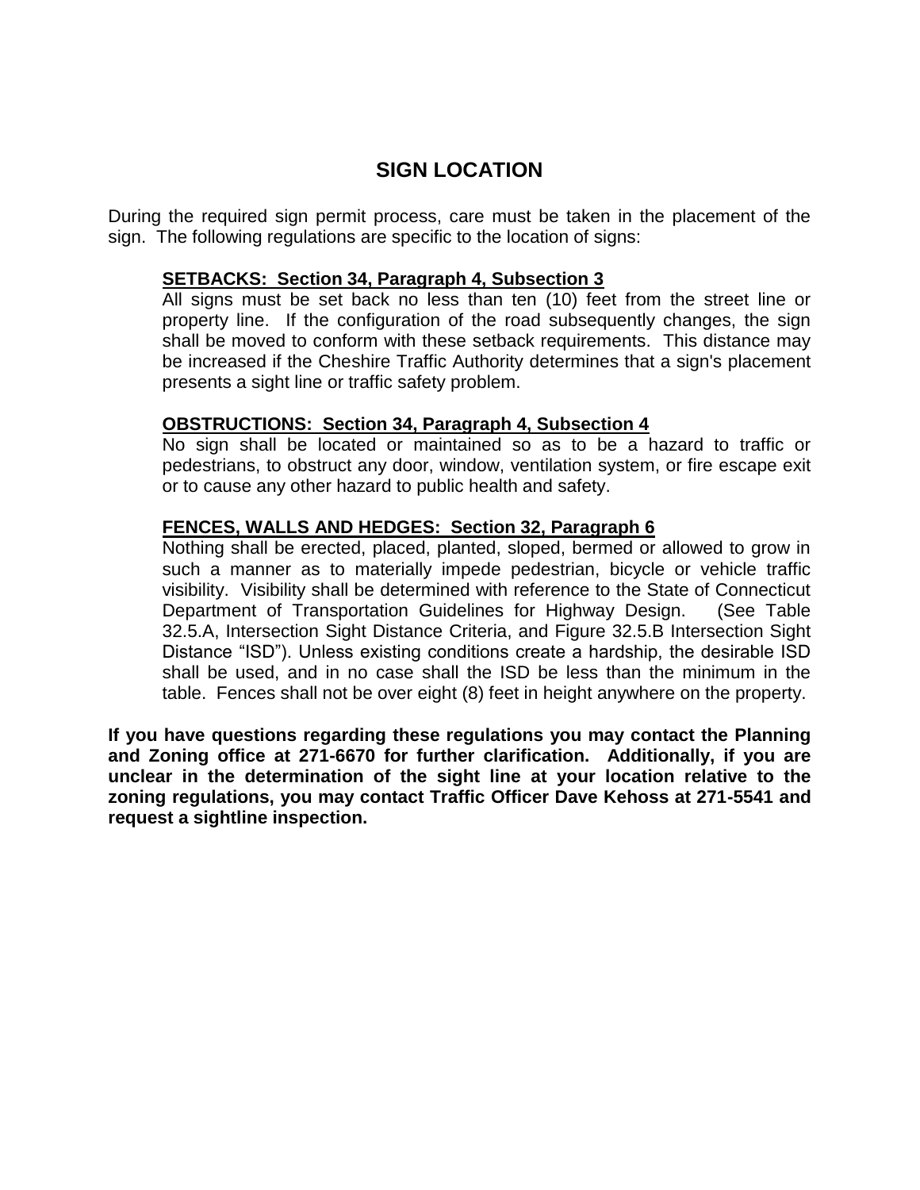# SIGN LOCATION

During the required sign permit process, care must be taken in the placement of the sign. The following regulations are specific to the location of signs:

**SETBACKS: Section 34, Paragraph 4, Subsection 3**

All signs must be set back no less than ten (10) feet from the street line or property line. If the configuration of the road subsequently changes, the sign shall be moved to conform with these setback requirements. This distance may be increased if the Cheshire Traffic Authority determines that a sign's placement presents a sight line or traffic safety problem.

**OBSTRUCTIONS: Section 34, Paragraph 4, Subsection 4**

No sign shall be located or maintained so as to be a hazard to traffic or pedestrians, to obstruct any door, window, ventilation system, or fire escape exit or to cause any other hazard to public health and safety.

**FENCES, WALLS AND HEDGES: Section 32, Paragraph 6**

Nothing shall be erected, placed, planted, sloped, bermed or allowed to grow in such a manner as to materially impede pedestrian, bicycle or vehicle traffic visibility. Visibility shall be determined with reference to the State of Connecticut Department of Transportation Guidelines for Highway Design. (See Table 32.5.A, Intersection Sight Distance Criteria, and Figure 32.5.B Intersection Sight Distance "ISD"). Unless existing conditions create a hardship, the desirable ISD shall be used, and in no case shall the ISD be less than the minimum in the table. Fences shall not be over eight (8) feet in height anywhere on the property.

**If you have questions regarding these regulations you may contact the Planning and Zoning office at 271-6670 for further clarification. Additionally, if you are unclear in the determination of the sight line at your location relative to the zoning regulations, you may contact Traffic Officer Dave Kehoss at 271-5541 and request a sightline inspection.**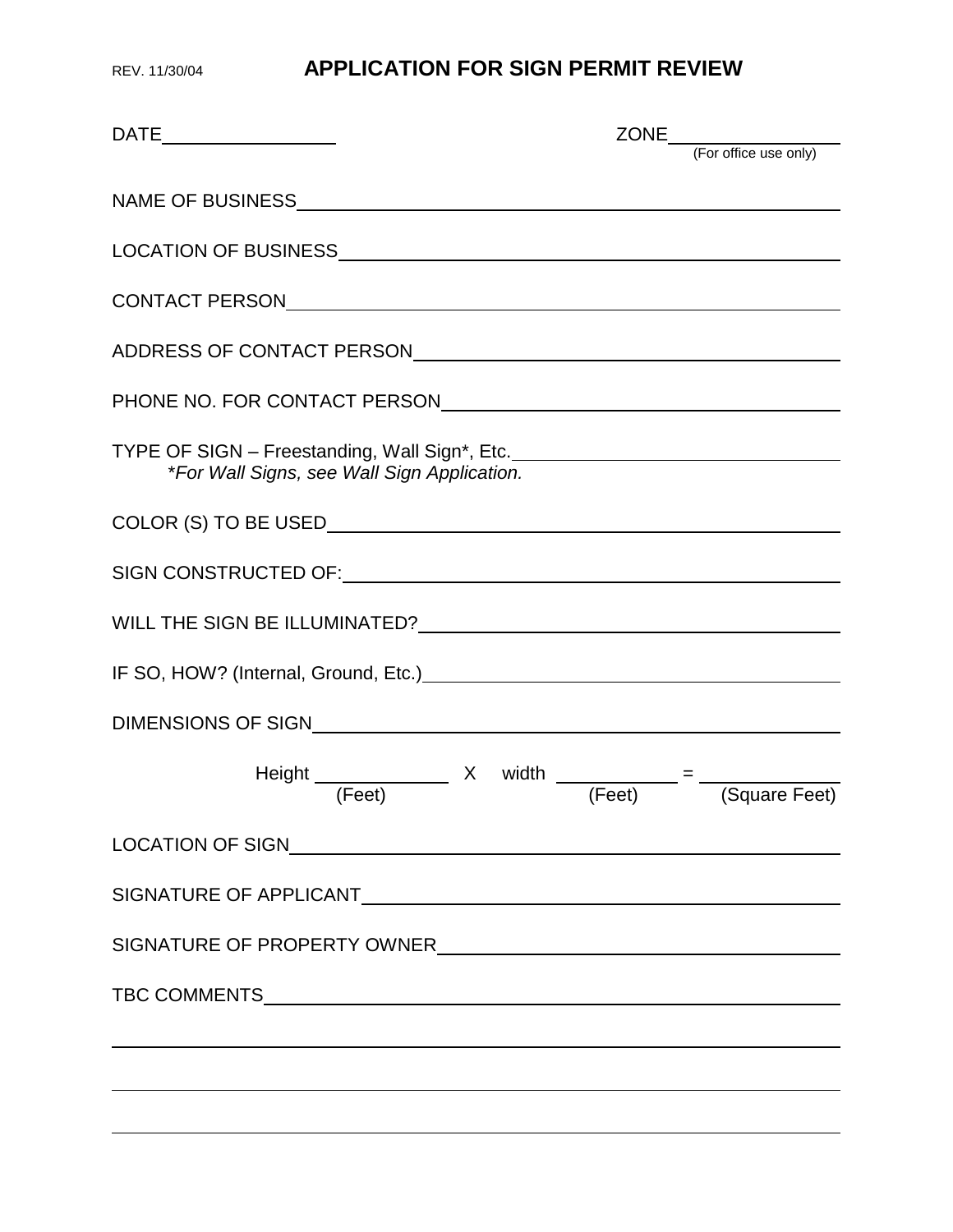REV. 11/30/04

# APPLICATION FOR SIGN PERMIT REVIEW

DATE\_\_\_\_\_\_\_\_\_\_\_\_\_\_\_\_\_\_ ZONE\_\_\_\_\_\_\_\_\_\_\_\_\_\_\_\_\_\_
(For office use only)

NAME OF BUSINESS\_\_\_\_\_\_\_\_\_\_\_\_\_\_\_\_\_\_\_\_\_\_\_\_\_\_\_\_\_\_\_\_\_\_\_\_\_\_\_\_

LOCATION OF BUSINESS\_\_\_\_\_\_\_\_\_\_\_\_\_\_\_\_\_\_\_\_\_\_\_\_\_\_\_\_\_\_\_\_\_\_\_\_\_\_

CONTACT PERSON\_\_\_\_\_\_\_\_\_\_\_\_\_\_\_\_\_\_\_\_\_\_\_\_\_\_\_\_\_\_\_\_\_\_\_\_\_\_\_\_\_

ADDRESS OF CONTACT PERSON\_\_\_\_\_\_\_\_\_\_\_\_\_\_\_\_\_\_\_\_\_\_\_\_\_\_\_\_\_\_\_\_\_

PHONE NO. FOR CONTACT PERSON\_\_\_\_\_\_\_\_\_\_\_\_\_\_\_\_\_\_\_\_\_\_\_\_\_\_\_\_\_\_\_

TYPE OF SIGN – Freestanding, Wall Sign*, Etc.\_\_\_\_\_\_\_\_\_\_\_\_\_\_\_\_\_\_\_\_\_\_\_\_\_\_
*\*For Wall Signs, see Wall Sign Application.*

COLOR (S) TO BE USED\_\_\_\_\_\_\_\_\_\_\_\_\_\_\_\_\_\_\_\_\_\_\_\_\_\_\_\_\_\_\_\_\_\_\_\_\_\_\_

SIGN CONSTRUCTED OF:\_\_\_\_\_\_\_\_\_\_\_\_\_\_\_\_\_\_\_\_\_\_\_\_\_\_\_\_\_\_\_\_\_\_\_\_\_\_\_

WILL THE SIGN BE ILLUMINATED?\_\_\_\_\_\_\_\_\_\_\_\_\_\_\_\_\_\_\_\_\_\_\_\_\_\_\_\_\_\_\_\_\_

IF SO, HOW? (Internal, Ground, Etc.)\_\_\_\_\_\_\_\_\_\_\_\_\_\_\_\_\_\_\_\_\_\_\_\_\_\_\_\_\_\_

DIMENSIONS OF SIGN\_\_\_\_\_\_\_\_\_\_\_\_\_\_\_\_\_\_\_\_\_\_\_\_\_\_\_\_\_\_\_\_\_\_\_\_\_\_\_\_

Height \_\_\_\_\_\_\_\_\_\_\_\_ X width \_\_\_\_\_\_\_\_\_\_\_\_ = \_\_\_\_\_\_\_\_\_\_\_\_
(Feet) (Feet) (Square Feet)

LOCATION OF SIGN\_\_\_\_\_\_\_\_\_\_\_\_\_\_\_\_\_\_\_\_\_\_\_\_\_\_\_\_\_\_\_\_\_\_\_\_\_\_\_\_\_

SIGNATURE OF APPLICANT\_\_\_\_\_\_\_\_\_\_\_\_\_\_\_\_\_\_\_\_\_\_\_\_\_\_\_\_\_\_\_\_\_\_\_\_

SIGNATURE OF PROPERTY OWNER\_\_\_\_\_\_\_\_\_\_\_\_\_\_\_\_\_\_\_\_\_\_\_\_\_\_\_\_\_\_\_

TBC COMMENTS\_\_\_\_\_\_\_\_\_\_\_\_\_\_\_\_\_\_\_\_\_\_\_\_\_\_\_\_\_\_\_\_\_\_\_\_\_\_\_\_\_\_\_

\_\_\_\_\_\_\_\_\_\_\_\_\_\_\_\_\_\_\_\_\_\_\_\_\_\_\_\_\_\_\_\_\_\_\_\_\_\_\_\_\_\_\_\_\_\_\_\_\_\_\_\_\_\_\_\_

\_\_\_\_\_\_\_\_\_\_\_\_\_\_\_\_\_\_\_\_\_\_\_\_\_\_\_\_\_\_\_\_\_\_\_\_\_\_\_\_\_\_\_\_\_\_\_\_\_\_\_\_\_\_\_\_

\_\_\_\_\_\_\_\_\_\_\_\_\_\_\_\_\_\_\_\_\_\_\_\_\_\_\_\_\_\_\_\_\_\_\_\_\_\_\_\_\_\_\_\_\_\_\_\_\_\_\_\_\_\_\_\_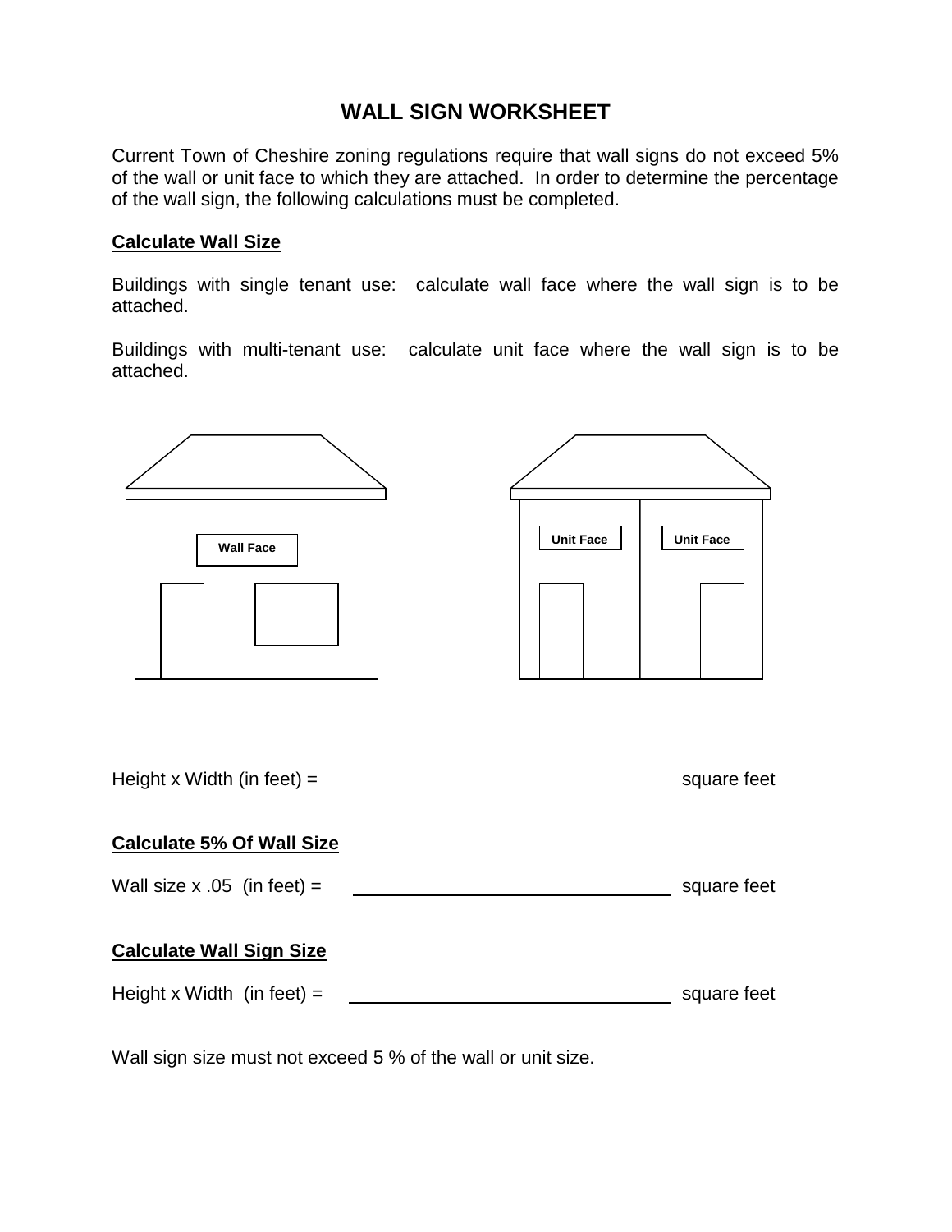# WALL SIGN WORKSHEET

Current Town of Cheshire zoning regulations require that wall signs do not exceed 5% of the wall or unit face to which they are attached. In order to determine the percentage of the wall sign, the following calculations must be completed.

**Calculate Wall Size**

Buildings with single tenant use: calculate wall face where the wall sign is to be attached.

Buildings with multi-tenant use: calculate unit face where the wall sign is to be attached.

Wall Face

Unit Face Unit Face

Height x Width (in feet) = ______________________________ square feet

**Calculate 5% Of Wall Size**

Wall size x .05 (in feet) = ______________________________ square feet

**Calculate Wall Sign Size**

Height x Width (in feet) = ______________________________ square feet

Wall sign size must not exceed 5 % of the wall or unit size.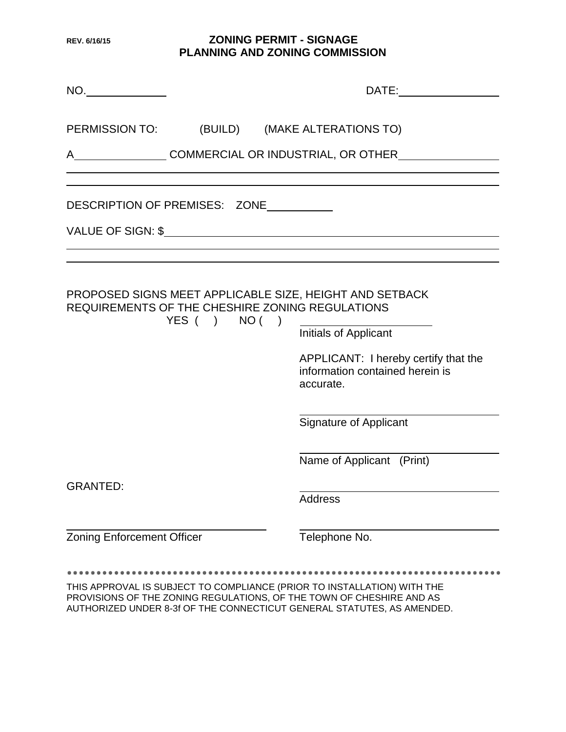REV. 6/16/15

# ZONING PERMIT - SIGNAGE
# PLANNING AND ZONING COMMISSION

NO.______________ DATE:__________________

PERMISSION TO: (BUILD) (MAKE ALTERATIONS TO)

A________________ COMMERCIAL OR INDUSTRIAL, OR OTHER_________________

______________________________________________________________________

______________________________________________________________________

DESCRIPTION OF PREMISES: ZONE____________

VALUE OF SIGN: $________________________________________________________

______________________________________________________________________

______________________________________________________________________

PROPOSED SIGNS MEET APPLICABLE SIZE, HEIGHT AND SETBACK REQUIREMENTS OF THE CHESHIRE ZONING REGULATIONS

YES ( ) NO ( )

______________________
Initials of Applicant

APPLICANT: I hereby certify that the information contained herein is accurate.

______________________
Signature of Applicant

______________________
Name of Applicant (Print)

GRANTED:

______________________
Address

______________________
Zoning Enforcement Officer

______________________
Telephone No.

\*\*\*\*\*\*\*\*\*\*\*\*\*\*\*\*\*\*\*\*\*\*\*\*\*\*\*\*\*\*\*\*\*\*\*\*\*\*\*\*\*\*\*\*\*\*\*\*\*\*\*\*\*\*\*\*\*\*\*\*\*\*\*\*\*\*\*\*\*\*\*\*\*\*\*\*

THIS APPROVAL IS SUBJECT TO COMPLIANCE (PRIOR TO INSTALLATION) WITH THE PROVISIONS OF THE ZONING REGULATIONS, OF THE TOWN OF CHESHIRE AND AS AUTHORIZED UNDER 8-3f OF THE CONNECTICUT GENERAL STATUTES, AS AMENDED.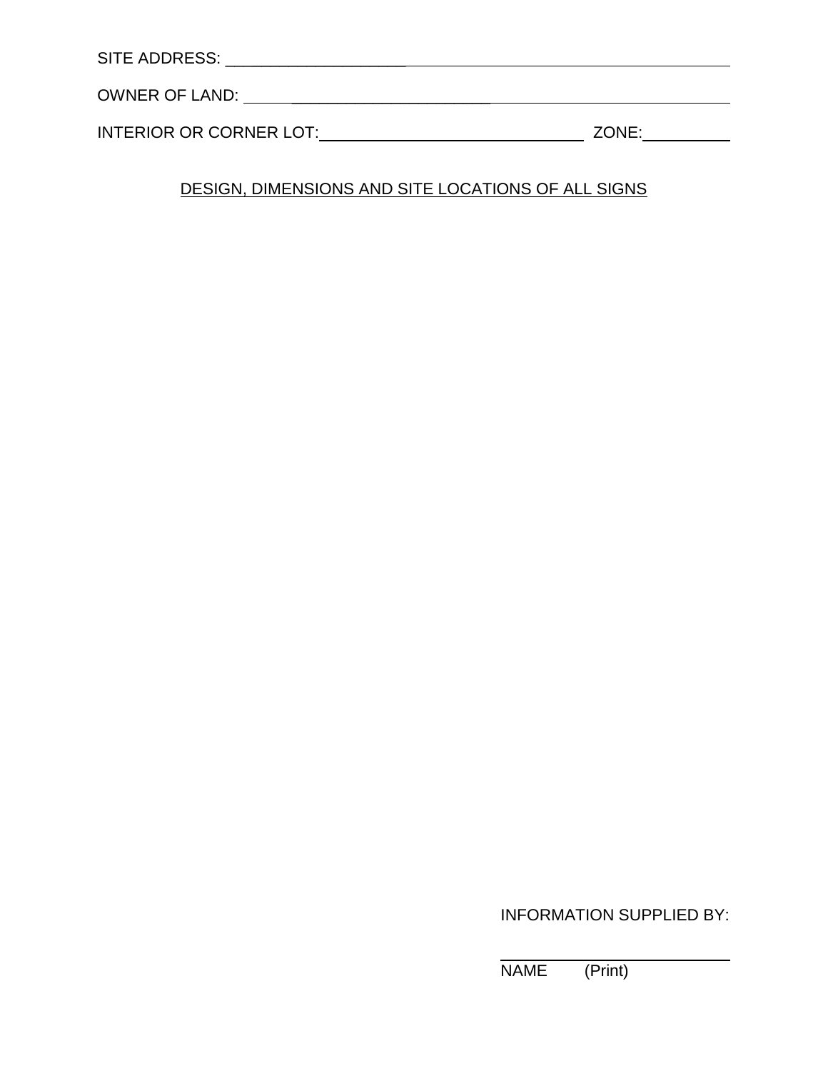SITE ADDRESS: ___________________________________________________________

OWNER OF LAND: _________________________________________________________

INTERIOR OR CORNER LOT: ______________________________ ZONE: __________

DESIGN, DIMENSIONS AND SITE LOCATIONS OF ALL SIGNS

INFORMATION SUPPLIED BY:

__________________________

NAME (Print)